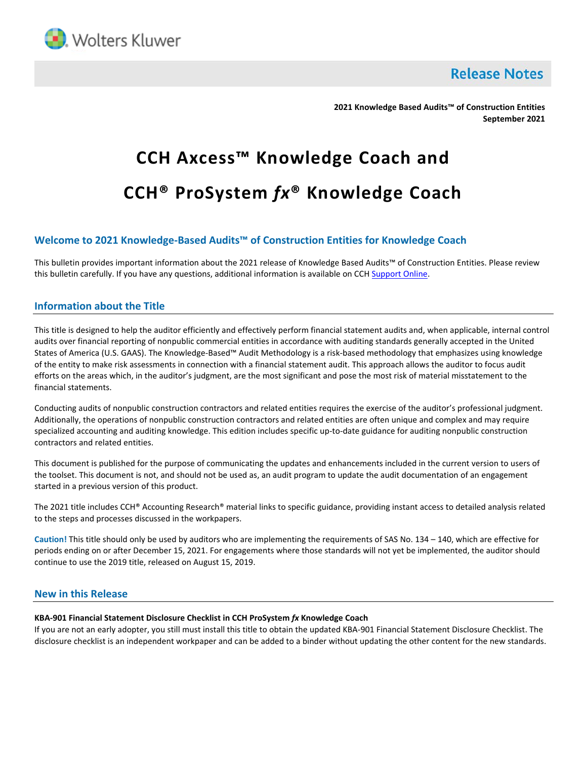Wolters Kluwer

# Release Notes

**2021 Knowledge Based Audits™ of Construction Entities**
**September 2021**

# CCH Axcess™ Knowledge Coach and CCH® ProSystem *fx*® Knowledge Coach

## Welcome to 2021 Knowledge-Based Audits™ of Construction Entities for Knowledge Coach

This bulletin provides important information about the 2021 release of Knowledge Based Audits™ of Construction Entities. Please review this bulletin carefully. If you have any questions, additional information is available on CCH Support Online.

## Information about the Title

This title is designed to help the auditor efficiently and effectively perform financial statement audits and, when applicable, internal control audits over financial reporting of nonpublic commercial entities in accordance with auditing standards generally accepted in the United States of America (U.S. GAAS). The Knowledge-Based™ Audit Methodology is a risk-based methodology that emphasizes using knowledge of the entity to make risk assessments in connection with a financial statement audit. This approach allows the auditor to focus audit efforts on the areas which, in the auditor's judgment, are the most significant and pose the most risk of material misstatement to the financial statements.

Conducting audits of nonpublic construction contractors and related entities requires the exercise of the auditor's professional judgment. Additionally, the operations of nonpublic construction contractors and related entities are often unique and complex and may require specialized accounting and auditing knowledge. This edition includes specific up-to-date guidance for auditing nonpublic construction contractors and related entities.

This document is published for the purpose of communicating the updates and enhancements included in the current version to users of the toolset. This document is not, and should not be used as, an audit program to update the audit documentation of an engagement started in a previous version of this product.

The 2021 title includes CCH® Accounting Research® material links to specific guidance, providing instant access to detailed analysis related to the steps and processes discussed in the workpapers.

**Caution!** This title should only be used by auditors who are implementing the requirements of SAS No. 134 – 140, which are effective for periods ending on or after December 15, 2021. For engagements where those standards will not yet be implemented, the auditor should continue to use the 2019 title, released on August 15, 2019.

## New in this Release

**KBA-901 Financial Statement Disclosure Checklist in CCH ProSystem *fx* Knowledge Coach**

If you are not an early adopter, you still must install this title to obtain the updated KBA-901 Financial Statement Disclosure Checklist. The disclosure checklist is an independent workpaper and can be added to a binder without updating the other content for the new standards.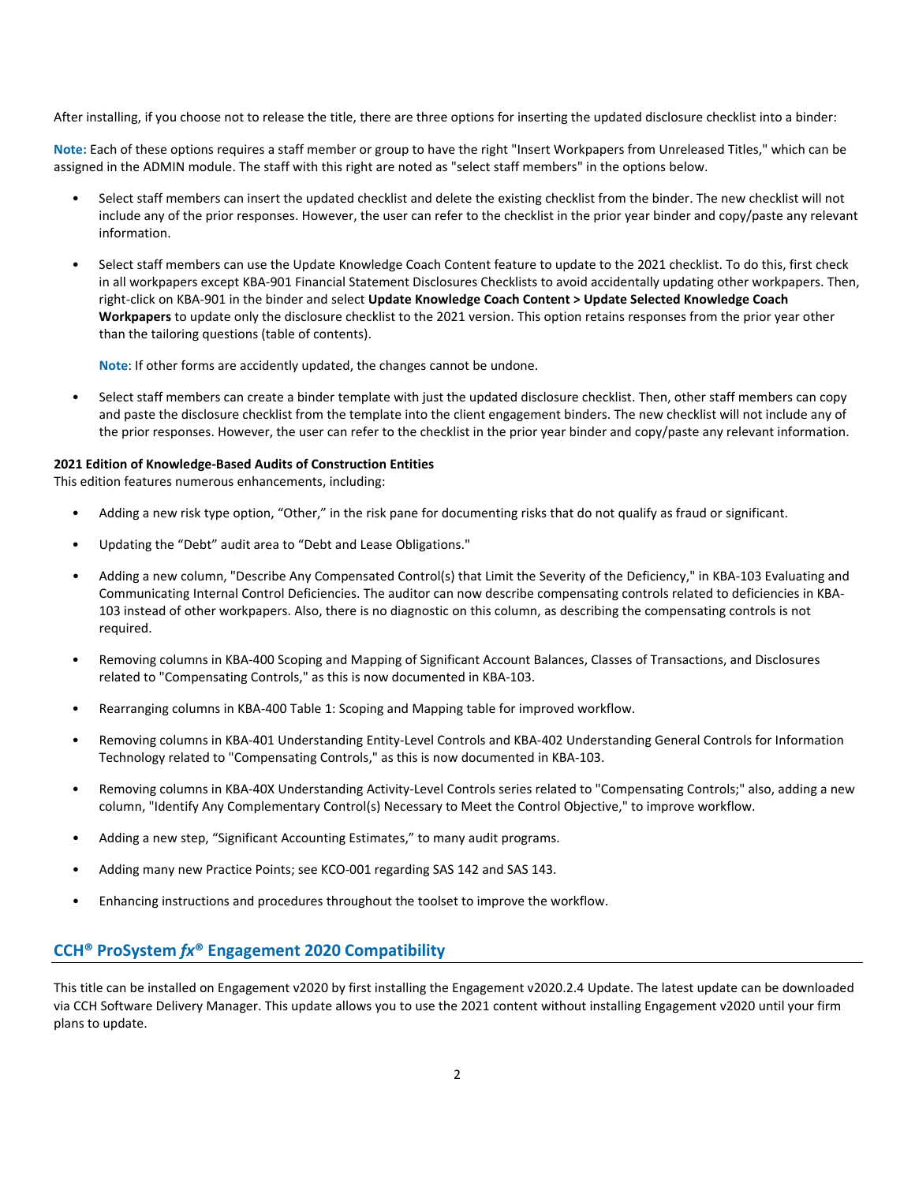After installing, if you choose not to release the title, there are three options for inserting the updated disclosure checklist into a binder:

**Note:** Each of these options requires a staff member or group to have the right "Insert Workpapers from Unreleased Titles," which can be assigned in the ADMIN module. The staff with this right are noted as "select staff members" in the options below.

- Select staff members can insert the updated checklist and delete the existing checklist from the binder. The new checklist will not include any of the prior responses. However, the user can refer to the checklist in the prior year binder and copy/paste any relevant information.
- Select staff members can use the Update Knowledge Coach Content feature to update to the 2021 checklist. To do this, first check in all workpapers except KBA-901 Financial Statement Disclosures Checklists to avoid accidentally updating other workpapers. Then, right-click on KBA-901 in the binder and select **Update Knowledge Coach Content > Update Selected Knowledge Coach Workpapers** to update only the disclosure checklist to the 2021 version. This option retains responses from the prior year other than the tailoring questions (table of contents).

  **Note**: If other forms are accidently updated, the changes cannot be undone.

- Select staff members can create a binder template with just the updated disclosure checklist. Then, other staff members can copy and paste the disclosure checklist from the template into the client engagement binders. The new checklist will not include any of the prior responses. However, the user can refer to the checklist in the prior year binder and copy/paste any relevant information.

**2021 Edition of Knowledge-Based Audits of Construction Entities**
This edition features numerous enhancements, including:

- Adding a new risk type option, “Other,” in the risk pane for documenting risks that do not qualify as fraud or significant.
- Updating the “Debt” audit area to “Debt and Lease Obligations."
- Adding a new column, "Describe Any Compensated Control(s) that Limit the Severity of the Deficiency," in KBA-103 Evaluating and Communicating Internal Control Deficiencies. The auditor can now describe compensating controls related to deficiencies in KBA-103 instead of other workpapers. Also, there is no diagnostic on this column, as describing the compensating controls is not required.
- Removing columns in KBA-400 Scoping and Mapping of Significant Account Balances, Classes of Transactions, and Disclosures related to "Compensating Controls," as this is now documented in KBA-103.
- Rearranging columns in KBA-400 Table 1: Scoping and Mapping table for improved workflow.
- Removing columns in KBA-401 Understanding Entity-Level Controls and KBA-402 Understanding General Controls for Information Technology related to "Compensating Controls," as this is now documented in KBA-103.
- Removing columns in KBA-40X Understanding Activity-Level Controls series related to "Compensating Controls;" also, adding a new column, "Identify Any Complementary Control(s) Necessary to Meet the Control Objective," to improve workflow.
- Adding a new step, “Significant Accounting Estimates,” to many audit programs.
- Adding many new Practice Points; see KCO-001 regarding SAS 142 and SAS 143.
- Enhancing instructions and procedures throughout the toolset to improve the workflow.

## CCH® ProSystem *fx*® Engagement 2020 Compatibility

This title can be installed on Engagement v2020 by first installing the Engagement v2020.2.4 Update. The latest update can be downloaded via CCH Software Delivery Manager. This update allows you to use the 2021 content without installing Engagement v2020 until your firm plans to update.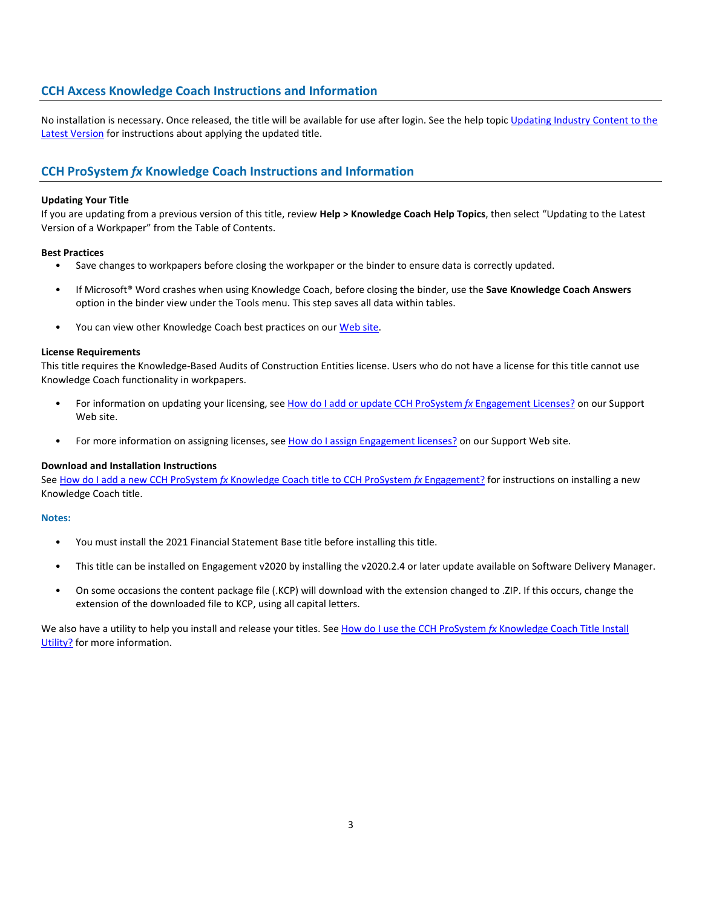## CCH Axcess Knowledge Coach Instructions and Information

No installation is necessary. Once released, the title will be available for use after login. See the help topic Updating Industry Content to the Latest Version for instructions about applying the updated title.

## CCH ProSystem *fx* Knowledge Coach Instructions and Information

**Updating Your Title**

If you are updating from a previous version of this title, review **Help > Knowledge Coach Help Topics**, then select "Updating to the Latest Version of a Workpaper" from the Table of Contents.

**Best Practices**

- Save changes to workpapers before closing the workpaper or the binder to ensure data is correctly updated.
- If Microsoft® Word crashes when using Knowledge Coach, before closing the binder, use the **Save Knowledge Coach Answers** option in the binder view under the Tools menu. This step saves all data within tables.
- You can view other Knowledge Coach best practices on our Web site.

**License Requirements**

This title requires the Knowledge-Based Audits of Construction Entities license. Users who do not have a license for this title cannot use Knowledge Coach functionality in workpapers.

- For information on updating your licensing, see How do I add or update CCH ProSystem *fx* Engagement Licenses? on our Support Web site.
- For more information on assigning licenses, see How do I assign Engagement licenses? on our Support Web site.

**Download and Installation Instructions**

See How do I add a new CCH ProSystem *fx* Knowledge Coach title to CCH ProSystem *fx* Engagement? for instructions on installing a new Knowledge Coach title.

**Notes:**

- You must install the 2021 Financial Statement Base title before installing this title.
- This title can be installed on Engagement v2020 by installing the v2020.2.4 or later update available on Software Delivery Manager.
- On some occasions the content package file (.KCP) will download with the extension changed to .ZIP. If this occurs, change the extension of the downloaded file to KCP, using all capital letters.

We also have a utility to help you install and release your titles. See How do I use the CCH ProSystem *fx* Knowledge Coach Title Install Utility? for more information.